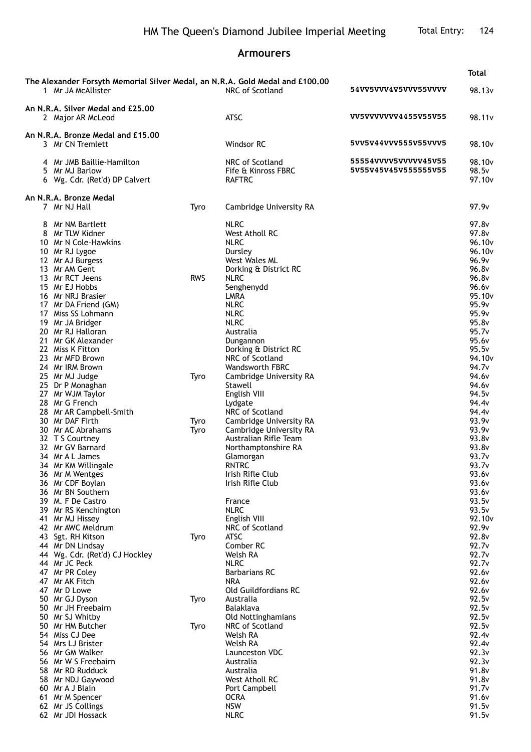# HM The Queen's Diamond Jubilee Imperial Meeting

Total Entry: 124

## Armourers

| Pos | Name | Class | Club | Scores | Total |
|---|---|---|---|---|---|
| **The Alexander Forsyth Memorial Silver Medal, an N.R.A. Gold Medal and £100.00** | | | | | |
| 1 | Mr JA McAllister | | NRC of Scotland | 54VV5VVV4V5VVV55VVVV | 98.13v |
| **An N.R.A. Silver Medal and £25.00** | | | | | |
| 2 | Major AR McLeod | | ATSC | VV5VVVVVVV4455V55V55 | 98.11v |
| **An N.R.A. Bronze Medal and £15.00** | | | | | |
| 3 | Mr CN Tremlett | | Windsor RC | 5VV5V44VVV555V55VVV5 | 98.10v |
| 4 | Mr JMB Baillie-Hamilton | | NRC of Scotland | 55554VVVV5VVVVV45V55 | 98.10v |
| 5 | Mr MJ Barlow | | Fife & Kinross FBRC | 5V55V45V45V555555V55 | 98.5v |
| 6 | Wg. Cdr. (Ret'd) DP Calvert | | RAFTRC | | 97.10v |
| **An N.R.A. Bronze Medal** | | | | | |
| 7 | Mr NJ Hall | Tyro | Cambridge University RA | | 97.9v |
| 8 | Mr NM Bartlett | | NLRC | | 97.8v |
| 8 | Mr TLW Kidner | | West Atholl RC | | 97.8v |
| 10 | Mr N Cole-Hawkins | | NLRC | | 96.10v |
| 10 | Mr RJ Lygoe | | Dursley | | 96.10v |
| 12 | Mr AJ Burgess | | West Wales ML | | 96.9v |
| 13 | Mr AM Gent | | Dorking & District RC | | 96.8v |
| 13 | Mr RCT Jeens | RWS | NLRC | | 96.8v |
| 15 | Mr EJ Hobbs | | Senghenydd | | 96.6v |
| 16 | Mr NRJ Brasier | | LMRA | | 95.10v |
| 17 | Mr DA Friend (GM) | | NLRC | | 95.9v |
| 17 | Miss SS Lohmann | | NLRC | | 95.9v |
| 19 | Mr JA Bridger | | NLRC | | 95.8v |
| 20 | Mr RJ Halloran | | Australia | | 95.7v |
| 21 | Mr GK Alexander | | Dungannon | | 95.6v |
| 22 | Miss K Fitton | | Dorking & District RC | | 95.5v |
| 23 | Mr MFD Brown | | NRC of Scotland | | 94.10v |
| 24 | Mr IRM Brown | | Wandsworth FBRC | | 94.7v |
| 25 | Mr MJ Judge | Tyro | Cambridge University RA | | 94.6v |
| 25 | Dr P Monaghan | | Stawell | | 94.6v |
| 27 | Mr WJM Taylor | | English VIII | | 94.5v |
| 28 | Mr G French | | Lydgate | | 94.4v |
| 28 | Mr AR Campbell-Smith | | NRC of Scotland | | 94.4v |
| 30 | Mr DAF Firth | Tyro | Cambridge University RA | | 93.9v |
| 30 | Mr AC Abrahams | Tyro | Cambridge University RA | | 93.9v |
| 32 | T S Courtney | | Australian Rifle Team | | 93.8v |
| 32 | Mr GV Barnard | | Northamptonshire RA | | 93.8v |
| 34 | Mr A L James | | Glamorgan | | 93.7v |
| 34 | Mr KM Willingale | | RNTRC | | 93.7v |
| 36 | Mr M Wentges | | Irish Rifle Club | | 93.6v |
| 36 | Mr CDF Boylan | | Irish Rifle Club | | 93.6v |
| 36 | Mr BN Southern | | | | 93.6v |
| 39 | M. F De Castro | | France | | 93.5v |
| 39 | Mr RS Kenchington | | NLRC | | 93.5v |
| 41 | Mr MJ Hissey | | English VIII | | 92.10v |
| 42 | Mr AWC Meldrum | | NRC of Scotland | | 92.9v |
| 43 | Sgt. RH Kitson | Tyro | ATSC | | 92.8v |
| 44 | Mr DN Lindsay | | Comber RC | | 92.7v |
| 44 | Wg. Cdr. (Ret'd) CJ Hockley | | Welsh RA | | 92.7v |
| 44 | Mr JC Peck | | NLRC | | 92.7v |
| 47 | Mr PR Coley | | Barbarians RC | | 92.6v |
| 47 | Mr AK Fitch | | NRA | | 92.6v |
| 47 | Mr D Lowe | | Old Guildfordians RC | | 92.6v |
| 50 | Mr GJ Dyson | Tyro | Australia | | 92.5v |
| 50 | Mr JH Freebairn | | Balaklava | | 92.5v |
| 50 | Mr SJ Whitby | | Old Nottinghamians | | 92.5v |
| 50 | Mr HM Butcher | Tyro | NRC of Scotland | | 92.5v |
| 54 | Miss CJ Dee | | Welsh RA | | 92.4v |
| 54 | Mrs LJ Brister | | Welsh RA | | 92.4v |
| 56 | Mr GM Walker | | Launceston VDC | | 92.3v |
| 56 | Mr W S Freebairn | | Australia | | 92.3v |
| 58 | Mr RD Rudduck | | Australia | | 91.8v |
| 58 | Mr NDJ Gaywood | | West Atholl RC | | 91.8v |
| 60 | Mr A J Blain | | Port Campbell | | 91.7v |
| 61 | Mr M Spencer | | OCRA | | 91.6v |
| 62 | Mr JS Collings | | NSW | | 91.5v |
| 62 | Mr JDI Hossack | | NLRC | | 91.5v |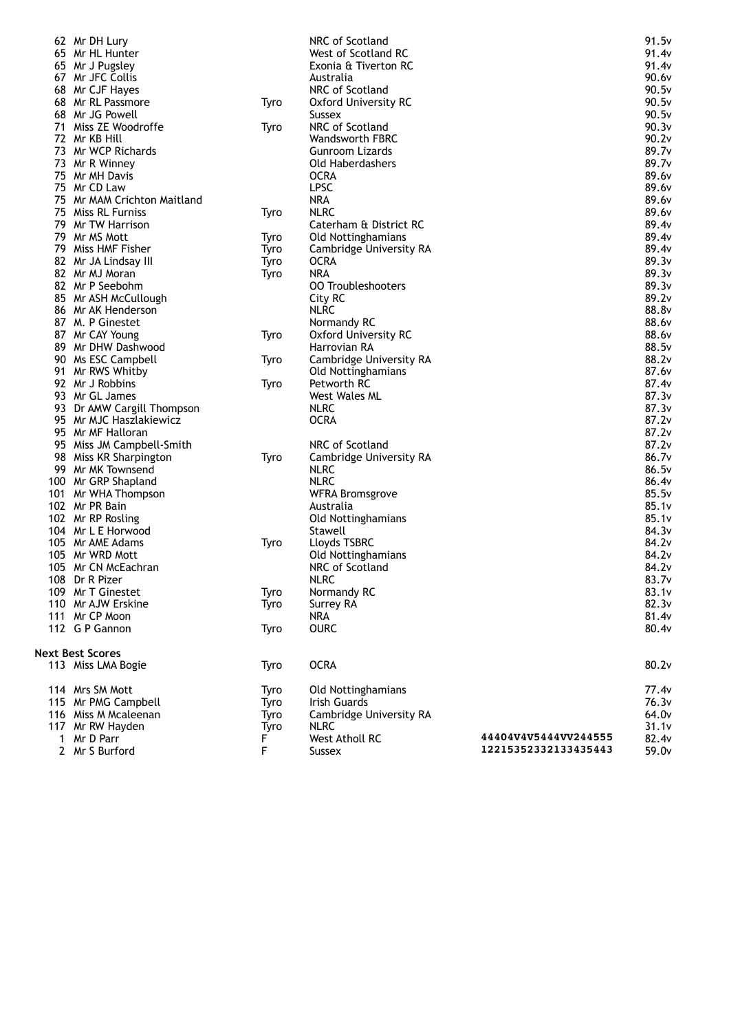| | | | | | |
|---|---|---|---|---|---|
| 62 | Mr DH Lury | | NRC of Scotland | | 91.5v |
| 65 | Mr HL Hunter | | West of Scotland RC | | 91.4v |
| 65 | Mr J Pugsley | | Exonia & Tiverton RC | | 91.4v |
| 67 | Mr JFC Collis | | Australia | | 90.6v |
| 68 | Mr CJF Hayes | | NRC of Scotland | | 90.5v |
| 68 | Mr RL Passmore | Tyro | Oxford University RC | | 90.5v |
| 68 | Mr JG Powell | | Sussex | | 90.5v |
| 71 | Miss ZE Woodroffe | Tyro | NRC of Scotland | | 90.3v |
| 72 | Mr KB Hill | | Wandsworth FBRC | | 90.2v |
| 73 | Mr WCP Richards | | Gunroom Lizards | | 89.7v |
| 73 | Mr R Winney | | Old Haberdashers | | 89.7v |
| 75 | Mr MH Davis | | OCRA | | 89.6v |
| 75 | Mr CD Law | | LPSC | | 89.6v |
| 75 | Mr MAM Crichton Maitland | | NRA | | 89.6v |
| 75 | Miss RL Furniss | Tyro | NLRC | | 89.6v |
| 79 | Mr TW Harrison | | Caterham & District RC | | 89.4v |
| 79 | Mr MS Mott | Tyro | Old Nottinghamians | | 89.4v |
| 79 | Miss HMF Fisher | Tyro | Cambridge University RA | | 89.4v |
| 82 | Mr JA Lindsay III | Tyro | OCRA | | 89.3v |
| 82 | Mr MJ Moran | Tyro | NRA | | 89.3v |
| 82 | Mr P Seebohm | | OO Troubleshooters | | 89.3v |
| 85 | Mr ASH McCullough | | City RC | | 89.2v |
| 86 | Mr AK Henderson | | NLRC | | 88.8v |
| 87 | M. P Ginestet | | Normandy RC | | 88.6v |
| 87 | Mr CAY Young | Tyro | Oxford University RC | | 88.6v |
| 89 | Mr DHW Dashwood | | Harrovian RA | | 88.5v |
| 90 | Ms ESC Campbell | Tyro | Cambridge University RA | | 88.2v |
| 91 | Mr RWS Whitby | | Old Nottinghamians | | 87.6v |
| 92 | Mr J Robbins | Tyro | Petworth RC | | 87.4v |
| 93 | Mr GL James | | West Wales ML | | 87.3v |
| 93 | Dr AMW Cargill Thompson | | NLRC | | 87.3v |
| 95 | Mr MJC Haszlakiewicz | | OCRA | | 87.2v |
| 95 | Mr MF Halloran | | | | 87.2v |
| 95 | Miss JM Campbell-Smith | | NRC of Scotland | | 87.2v |
| 98 | Miss KR Sharpington | Tyro | Cambridge University RA | | 86.7v |
| 99 | Mr MK Townsend | | NLRC | | 86.5v |
| 100 | Mr GRP Shapland | | NLRC | | 86.4v |
| 101 | Mr WHA Thompson | | WFRA Bromsgrove | | 85.5v |
| 102 | Mr PR Bain | | Australia | | 85.1v |
| 102 | Mr RP Rosling | | Old Nottinghamians | | 85.1v |
| 104 | Mr L E Horwood | | Stawell | | 84.3v |
| 105 | Mr AME Adams | Tyro | Lloyds TSBRC | | 84.2v |
| 105 | Mr WRD Mott | | Old Nottinghamians | | 84.2v |
| 105 | Mr CN McEachran | | NRC of Scotland | | 84.2v |
| 108 | Dr R Pizer | | NLRC | | 83.7v |
| 109 | Mr T Ginestet | Tyro | Normandy RC | | 83.1v |
| 110 | Mr AJW Erskine | Tyro | Surrey RA | | 82.3v |
| 111 | Mr CP Moon | | NRA | | 81.4v |
| 112 | G P Gannon | Tyro | OURC | | 80.4v |

**Next Best Scores**

| | | | | | |
|---|---|---|---|---|---|
| 113 | Miss LMA Bogie | Tyro | OCRA | | 80.2v |
| 114 | Mrs SM Mott | Tyro | Old Nottinghamians | | 77.4v |
| 115 | Mr PMG Campbell | Tyro | Irish Guards | | 76.3v |
| 116 | Miss M Mcaleenan | Tyro | Cambridge University RA | | 64.0v |
| 117 | Mr RW Hayden | Tyro | NLRC | | 31.1v |
| 1 | Mr D Parr | F | West Atholl RC | 44404V4V5444VV244555 | 82.4v |
| 2 | Mr S Burford | F | Sussex | 12215352332133435443 | 59.0v |